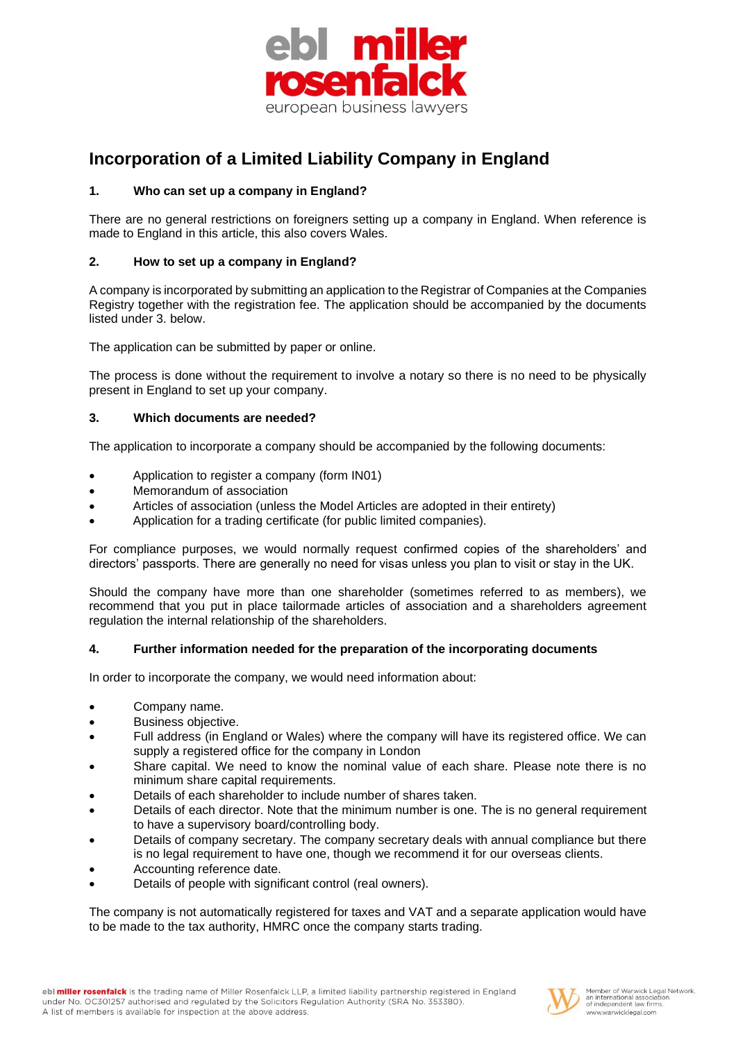# Incorporation of a Limited Liability Company in England

## 1. Who can set up a company in England?

There are no general restrictions on foreigners setting up a company in England. When reference is made to England in this article, this also covers Wales.

## 2. How to set up a company in England?

A company is incorporated by submitting an application to the Registrar of Companies at the Companies Registry together with the registration fee. The application should be accompanied by the documents listed under 3. below.

The application can be submitted by paper or online.

The process is done without the requirement to involve a notary so there is no need to be physically present in England to set up your company.

## 3. Which documents are needed?

The application to incorporate a company should be accompanied by the following documents:

- Application to register a company (form IN01)
- Memorandum of association
- Articles of association (unless the Model Articles are adopted in their entirety)
- Application for a trading certificate (for public limited companies).

For compliance purposes, we would normally request confirmed copies of the shareholders' and directors' passports. There are generally no need for visas unless you plan to visit or stay in the UK.

Should the company have more than one shareholder (sometimes referred to as members), we recommend that you put in place tailormade articles of association and a shareholders agreement regulation the internal relationship of the shareholders.

## 4. Further information needed for the preparation of the incorporating documents

In order to incorporate the company, we would need information about:

- Company name.
- Business objective.
- Full address (in England or Wales) where the company will have its registered office. We can supply a registered office for the company in London
- Share capital. We need to know the nominal value of each share. Please note there is no minimum share capital requirements.
- Details of each shareholder to include number of shares taken.
- Details of each director. Note that the minimum number is one. The is no general requirement to have a supervisory board/controlling body.
- Details of company secretary. The company secretary deals with annual compliance but there is no legal requirement to have one, though we recommend it for our overseas clients.
- Accounting reference date.
- Details of people with significant control (real owners).

The company is not automatically registered for taxes and VAT and a separate application would have to be made to the tax authority, HMRC once the company starts trading.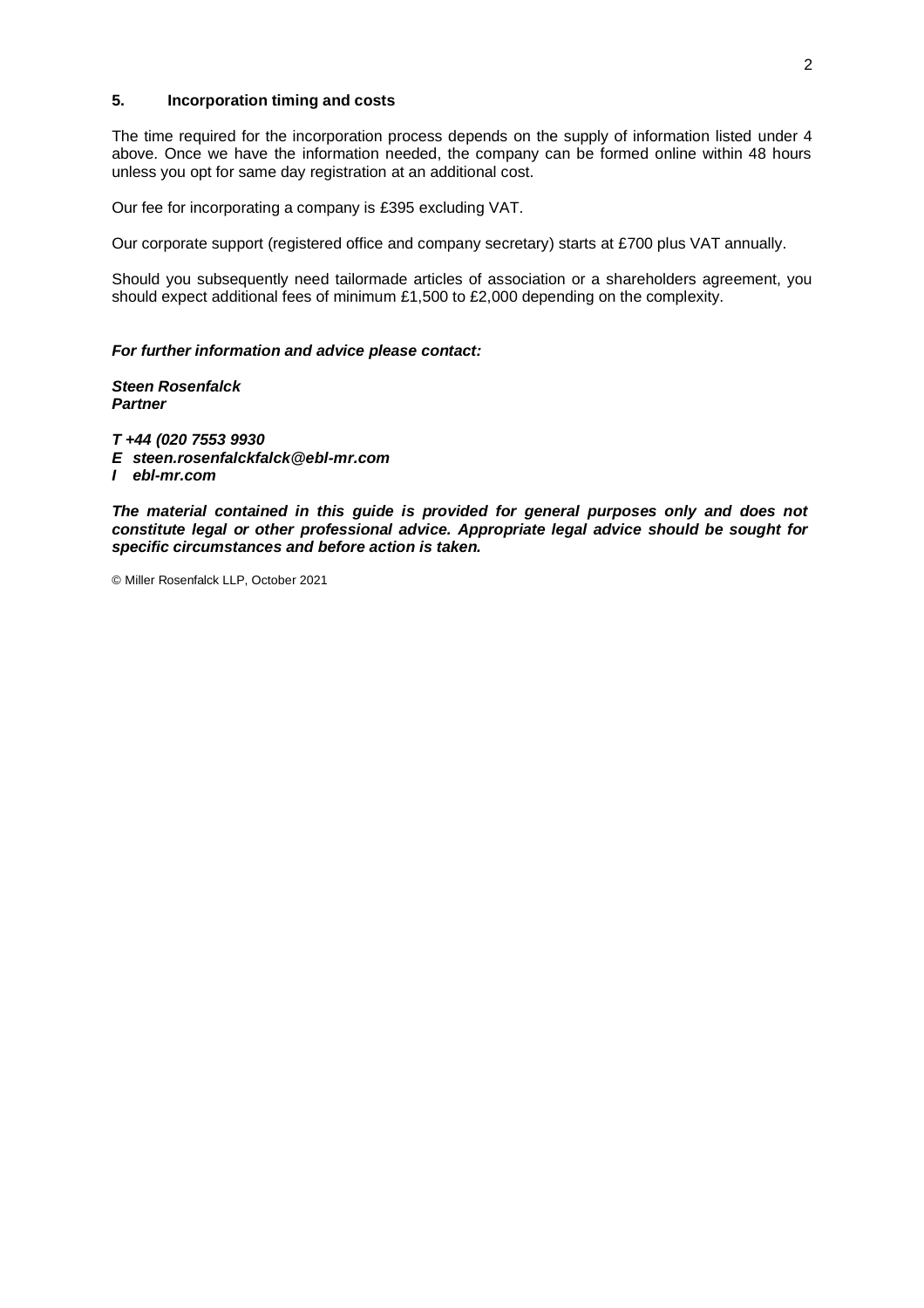## 5. Incorporation timing and costs

The time required for the incorporation process depends on the supply of information listed under 4 above. Once we have the information needed, the company can be formed online within 48 hours unless you opt for same day registration at an additional cost.

Our fee for incorporating a company is £395 excluding VAT.

Our corporate support (registered office and company secretary) starts at £700 plus VAT annually.

Should you subsequently need tailormade articles of association or a shareholders agreement, you should expect additional fees of minimum £1,500 to £2,000 depending on the complexity.

***For further information and advice please contact:***

***Steen Rosenfalck***
***Partner***

***T +44 (020 7553 9930***
***E steen.rosenfalckfalck@ebl-mr.com***
***I ebl-mr.com***

***The material contained in this guide is provided for general purposes only and does not constitute legal or other professional advice. Appropriate legal advice should be sought for specific circumstances and before action is taken.***

© Miller Rosenfalck LLP, October 2021